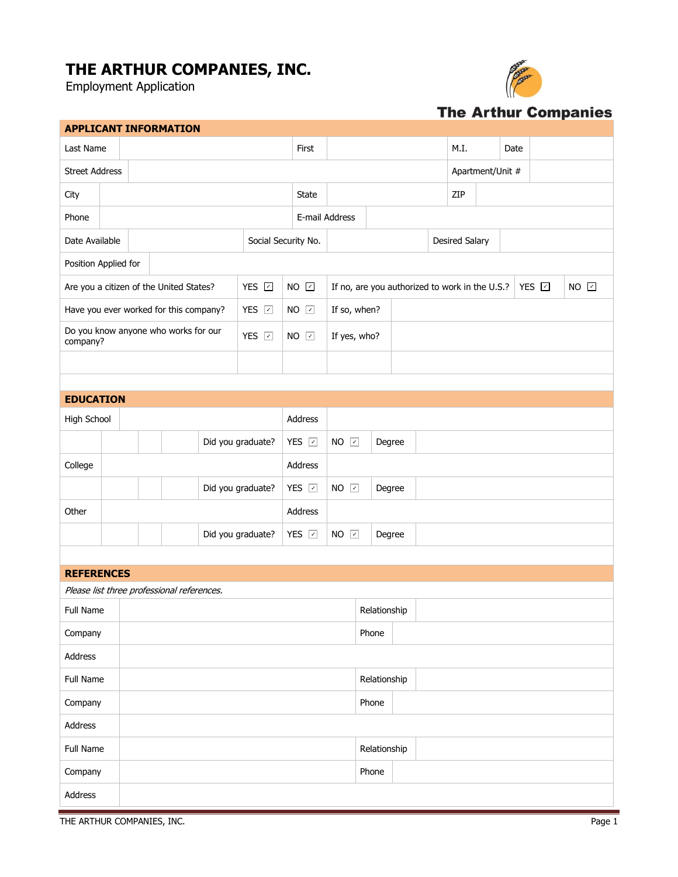# THE ARTHUR COMPANIES, INC.

Employment Application

The Arthur Companies

## APPLICANT INFORMATION

| Last Name | | First | | M.I. | | Date | |
|---|---|---|---|---|---|---|---|
| Street Address | | | | Apartment/Unit # | | | |
| City | | State | | ZIP | | | |
| Phone | | E-mail Address | | | | | |
| Date Available | | Social Security No. | | Desired Salary | | | |
| Position Applied for | | | | | | | |

| | | | | | | |
|---|---|---|---|---|---|---|
| Are you a citizen of the United States? | YES ☐ | NO ☐ | If no, are you authorized to work in the U.S.? | YES ☐ | NO ☐ |
| Have you ever worked for this company? | YES ☐ | NO ☐ | If so, when? | | |
| Do you know anyone who works for our company? | YES ☐ | NO ☐ | If yes, who? | | |
| | | | | | |

## EDUCATION

| High School | | Address | | | |
|---|---|---|---|---|---|
| | Did you graduate? | YES ☐ | NO ☐ | Degree | |
| College | | Address | | | |
| | Did you graduate? | YES ☐ | NO ☐ | Degree | |
| Other | | Address | | | |
| | Did you graduate? | YES ☐ | NO ☐ | Degree | |

## REFERENCES

*Please list three professional references.*

| Full Name | | Relationship | |
|---|---|---|---|
| Company | | Phone | |
| Address | | | |
| Full Name | | Relationship | |
| Company | | Phone | |
| Address | | | |
| Full Name | | Relationship | |
| Company | | Phone | |
| Address | | | |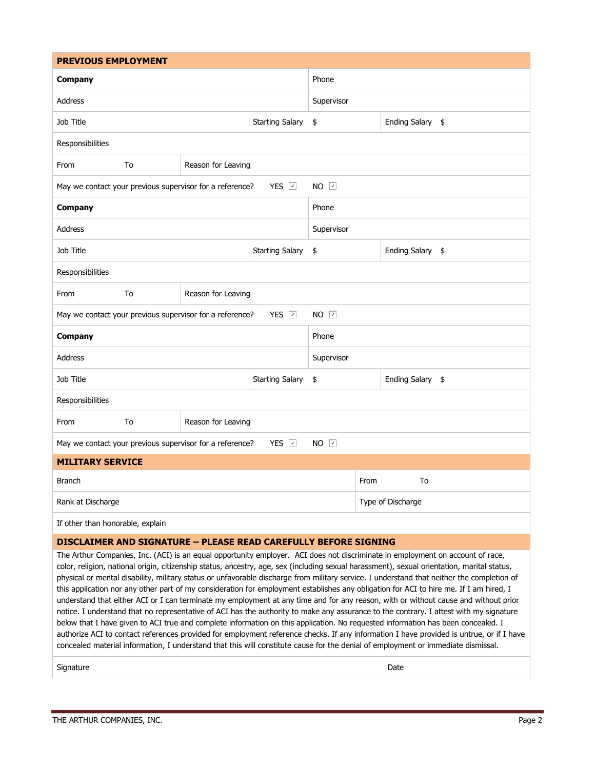## PREVIOUS EMPLOYMENT

| | | | |
|---|---|---|---|
| **Company** | | Phone | |
| Address | | Supervisor | |
| Job Title | Starting Salary $ | | Ending Salary $ |
| Responsibilities | | | |
| From To | Reason for Leaving | | |
| May we contact your previous supervisor for a reference? YES ☑ NO ☑ | | | |
| **Company** | | Phone | |
| Address | | Supervisor | |
| Job Title | Starting Salary $ | | Ending Salary $ |
| Responsibilities | | | |
| From To | Reason for Leaving | | |
| May we contact your previous supervisor for a reference? YES ☑ NO ☑ | | | |
| **Company** | | Phone | |
| Address | | Supervisor | |
| Job Title | Starting Salary $ | | Ending Salary $ |
| Responsibilities | | | |
| From To | Reason for Leaving | | |
| May we contact your previous supervisor for a reference? YES ☑ NO ☑ | | | |

## MILITARY SERVICE

| | |
|---|---|
| Branch | From To |
| Rank at Discharge | Type of Discharge |
| If other than honorable, explain | |

## DISCLAIMER AND SIGNATURE – PLEASE READ CAREFULLY BEFORE SIGNING

The Arthur Companies, Inc. (ACI) is an equal opportunity employer. ACI does not discriminate in employment on account of race, color, religion, national origin, citizenship status, ancestry, age, sex (including sexual harassment), sexual orientation, marital status, physical or mental disability, military status or unfavorable discharge from military service. I understand that neither the completion of this application nor any other part of my consideration for employment establishes any obligation for ACI to hire me. If I am hired, I understand that either ACI or I can terminate my employment at any time and for any reason, with or without cause and without prior notice. I understand that no representative of ACI has the authority to make any assurance to the contrary. I attest with my signature below that I have given to ACI true and complete information on this application. No requested information has been concealed. I authorize ACI to contact references provided for employment reference checks. If any information I have provided is untrue, or if I have concealed material information, I understand that this will constitute cause for the denial of employment or immediate dismissal.

| | |
|---|---|
| Signature | Date |